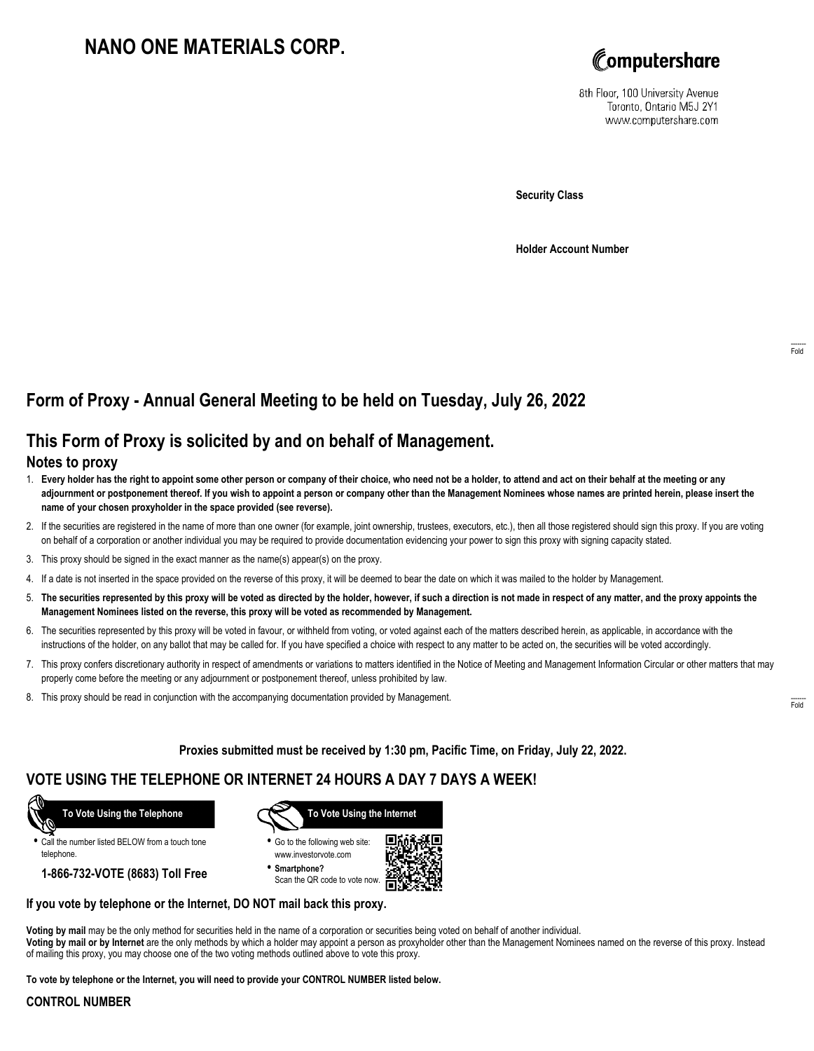# NANO ONE MATERIALS CORP.

Computershare
8th Floor, 100 University Avenue
Toronto, Ontario M5J 2Y1
www.computershare.com

**Security Class**

**Holder Account Number**

Fold

## Form of Proxy - Annual General Meeting to be held on Tuesday, July 26, 2022

## This Form of Proxy is solicited by and on behalf of Management.

### Notes to proxy

1. **Every holder has the right to appoint some other person or company of their choice, who need not be a holder, to attend and act on their behalf at the meeting or any adjournment or postponement thereof. If you wish to appoint a person or company other than the Management Nominees whose names are printed herein, please insert the name of your chosen proxyholder in the space provided (see reverse).**
2. If the securities are registered in the name of more than one owner (for example, joint ownership, trustees, executors, etc.), then all those registered should sign this proxy. If you are voting on behalf of a corporation or another individual you may be required to provide documentation evidencing your power to sign this proxy with signing capacity stated.
3. This proxy should be signed in the exact manner as the name(s) appear(s) on the proxy.
4. If a date is not inserted in the space provided on the reverse of this proxy, it will be deemed to bear the date on which it was mailed to the holder by Management.
5. **The securities represented by this proxy will be voted as directed by the holder, however, if such a direction is not made in respect of any matter, and the proxy appoints the Management Nominees listed on the reverse, this proxy will be voted as recommended by Management.**
6. The securities represented by this proxy will be voted in favour, or withheld from voting, or voted against each of the matters described herein, as applicable, in accordance with the instructions of the holder, on any ballot that may be called for. If you have specified a choice with respect to any matter to be acted on, the securities will be voted accordingly.
7. This proxy confers discretionary authority in respect of amendments or variations to matters identified in the Notice of Meeting and Management Information Circular or other matters that may properly come before the meeting or any adjournment or postponement thereof, unless prohibited by law.
8. This proxy should be read in conjunction with the accompanying documentation provided by Management.

Fold

**Proxies submitted must be received by 1:30 pm, Pacific Time, on Friday, July 22, 2022.**

## VOTE USING THE TELEPHONE OR INTERNET 24 HOURS A DAY 7 DAYS A WEEK!

**To Vote Using the Telephone**

- Call the number listed BELOW from a touch tone telephone.

**1-866-732-VOTE (8683) Toll Free**

**To Vote Using the Internet**

- Go to the following web site: www.investorvote.com
- **Smartphone?** Scan the QR code to vote now.

**If you vote by telephone or the Internet, DO NOT mail back this proxy.**

**Voting by mail** may be the only method for securities held in the name of a corporation or securities being voted on behalf of another individual.
**Voting by mail or by Internet** are the only methods by which a holder may appoint a person as proxyholder other than the Management Nominees named on the reverse of this proxy. Instead of mailing this proxy, you may choose one of the two voting methods outlined above to vote this proxy.

**To vote by telephone or the Internet, you will need to provide your CONTROL NUMBER listed below.**

**CONTROL NUMBER**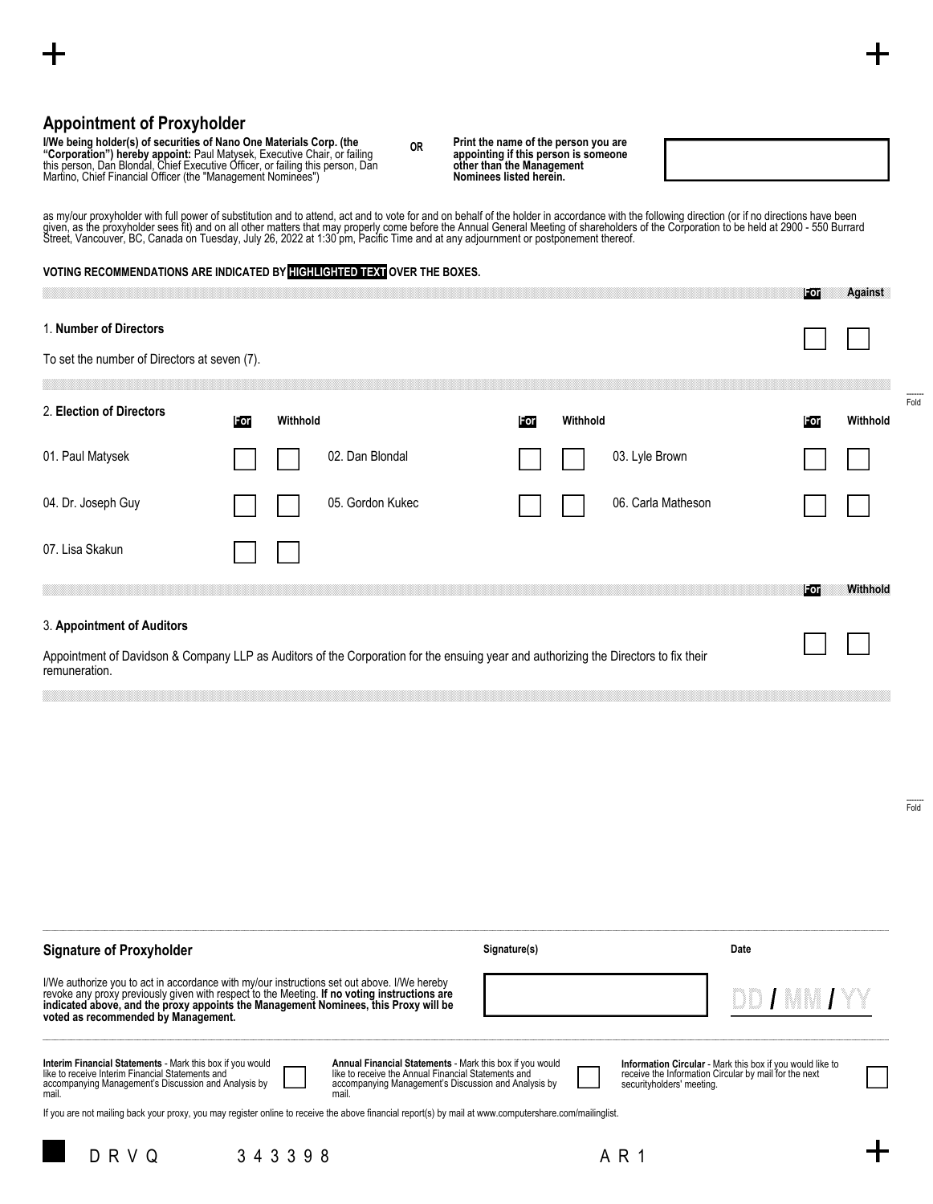## Appointment of Proxyholder

**I/We being holder(s) of securities of Nano One Materials Corp. (the "Corporation") hereby appoint:** Paul Matysek, Executive Chair, or failing this person, Dan Blondal, Chief Executive Officer, or failing this person, Dan Martino, Chief Financial Officer (the "Management Nominees")

**OR**

**Print the name of the person you are appointing if this person is someone other than the Management Nominees listed herein.**

as my/our proxyholder with full power of substitution and to attend, act and to vote for and on behalf of the holder in accordance with the following direction (or if no directions have been given, as the proxyholder sees fit) and on all other matters that may properly come before the Annual General Meeting of shareholders of the Corporation to be held at 2900 - 550 Burrard Street, Vancouver, BC, Canada on Tuesday, July 26, 2022 at 1:30 pm, Pacific Time and at any adjournment or postponement thereof.

**VOTING RECOMMENDATIONS ARE INDICATED BY HIGHLIGHTED TEXT OVER THE BOXES.**

| | For | Against |
|---|---|---|
| 1. **Number of Directors**<br>To set the number of Directors at seven (7). | ☐ | ☐ |

2. **Election of Directors**

| | For | Withhold | | For | Withhold | | For | Withhold |
|---|---|---|---|---|---|---|---|---|
| 01. Paul Matysek | ☐ | ☐ | 02. Dan Blondal | ☐ | ☐ | 03. Lyle Brown | ☐ | ☐ |
| 04. Dr. Joseph Guy | ☐ | ☐ | 05. Gordon Kukec | ☐ | ☐ | 06. Carla Matheson | ☐ | ☐ |
| 07. Lisa Skakun | ☐ | ☐ | | | | | | |

| | For | Withhold |
|---|---|---|
| 3. **Appointment of Auditors**<br>Appointment of Davidson & Company LLP as Auditors of the Corporation for the ensuing year and authorizing the Directors to fix their remuneration. | ☐ | ☐ |

Fold

Fold

## Signature of Proxyholder

I/We authorize you to act in accordance with my/our instructions set out above. I/We hereby revoke any proxy previously given with respect to the Meeting. **If no voting instructions are indicated above, and the proxy appoints the Management Nominees, this Proxy will be voted as recommended by Management.**

**Signature(s)**

**Date**

DD / MM / YY

**Interim Financial Statements** - Mark this box if you would like to receive Interim Financial Statements and accompanying Management's Discussion and Analysis by mail. ☐

**Annual Financial Statements** - Mark this box if you would like to receive the Annual Financial Statements and accompanying Management's Discussion and Analysis by mail. ☐

**Information Circular** - Mark this box if you would like to receive the Information Circular by mail for the next securityholders' meeting. ☐

If you are not mailing back your proxy, you may register online to receive the above financial report(s) by mail at www.computershare.com/mailinglist.

D R V Q 3 4 3 3 9 8 A R 1